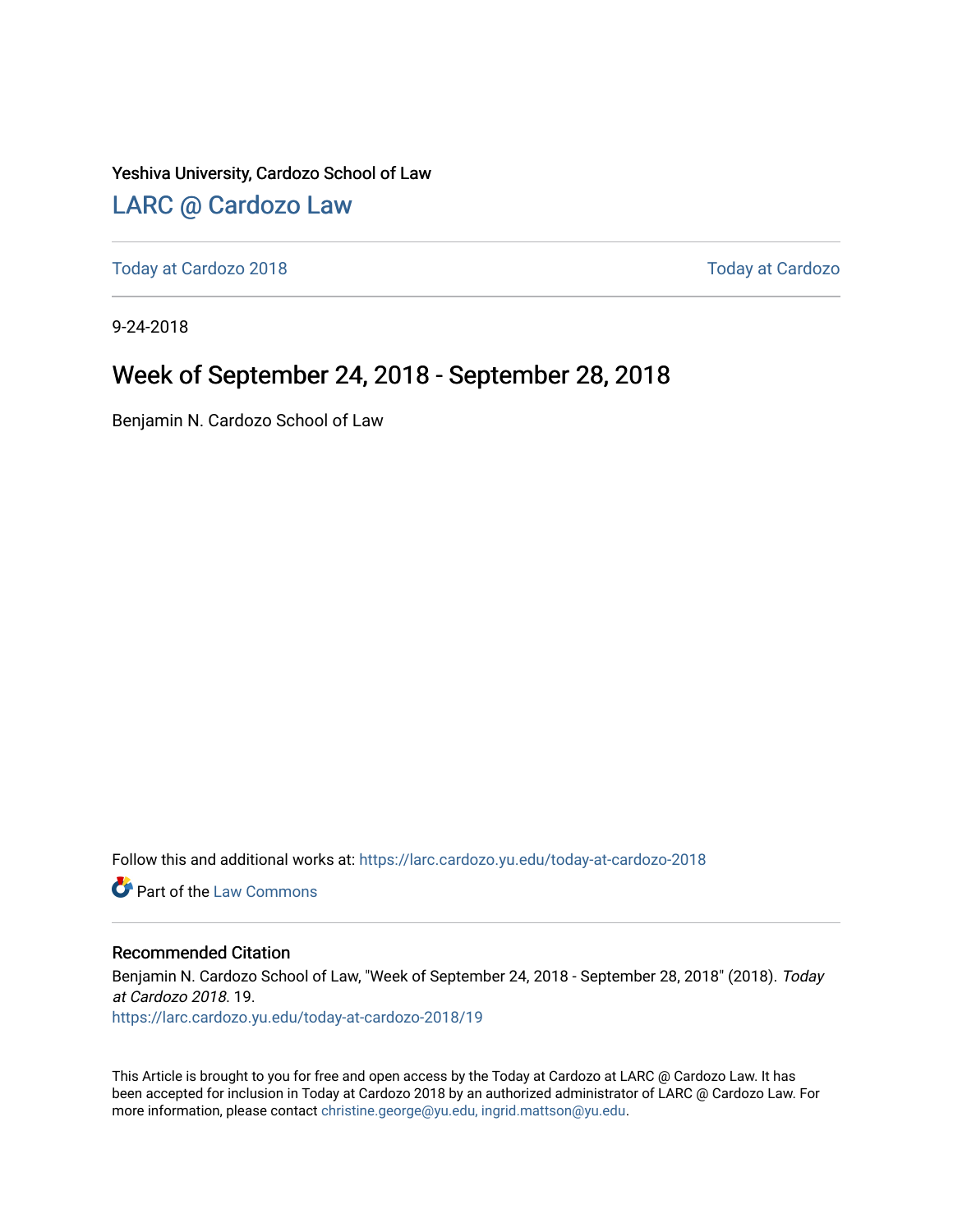Yeshiva University, Cardozo School of Law

[LARC @ Cardozo Law](https://larc.cardozo.yu.edu/)

Today at Cardozo 2018 | Today at Cardozo

9-24-2018

# Week of September 24, 2018 - September 28, 2018

Benjamin N. Cardozo School of Law

Follow this and additional works at: https://larc.cardozo.yu.edu/today-at-cardozo-2018

Part of the Law Commons

## Recommended Citation

Benjamin N. Cardozo School of Law, "Week of September 24, 2018 - September 28, 2018" (2018). *Today at Cardozo 2018*. 19.
https://larc.cardozo.yu.edu/today-at-cardozo-2018/19

This Article is brought to you for free and open access by the Today at Cardozo at LARC @ Cardozo Law. It has been accepted for inclusion in Today at Cardozo 2018 by an authorized administrator of LARC @ Cardozo Law. For more information, please contact christine.george@yu.edu, ingrid.mattson@yu.edu.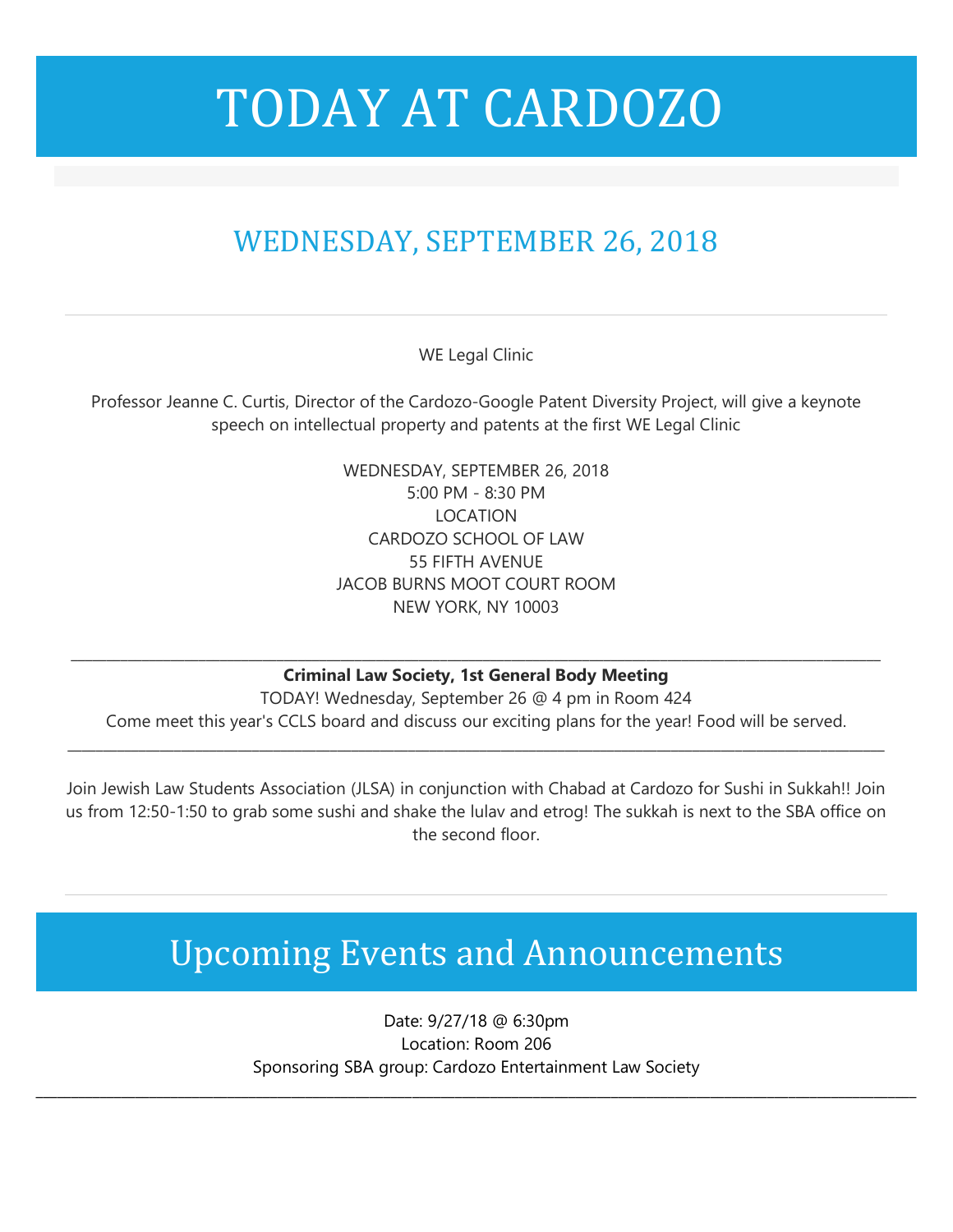# TODAY AT CARDOZO

## WEDNESDAY, SEPTEMBER 26, 2018

---

WE Legal Clinic

Professor Jeanne C. Curtis, Director of the Cardozo-Google Patent Diversity Project, will give a keynote speech on intellectual property and patents at the first WE Legal Clinic

WEDNESDAY, SEPTEMBER 26, 2018
5:00 PM - 8:30 PM
LOCATION
CARDOZO SCHOOL OF LAW
55 FIFTH AVENUE
JACOB BURNS MOOT COURT ROOM
NEW YORK, NY 10003

---

**Criminal Law Society, 1st General Body Meeting**

TODAY! Wednesday, September 26 @ 4 pm in Room 424
Come meet this year's CCLS board and discuss our exciting plans for the year! Food will be served.

---

Join Jewish Law Students Association (JLSA) in conjunction with Chabad at Cardozo for Sushi in Sukkah!! Join us from 12:50-1:50 to grab some sushi and shake the lulav and etrog! The sukkah is next to the SBA office on the second floor.

---

# Upcoming Events and Announcements

Date: 9/27/18 @ 6:30pm
Location: Room 206
Sponsoring SBA group: Cardozo Entertainment Law Society

---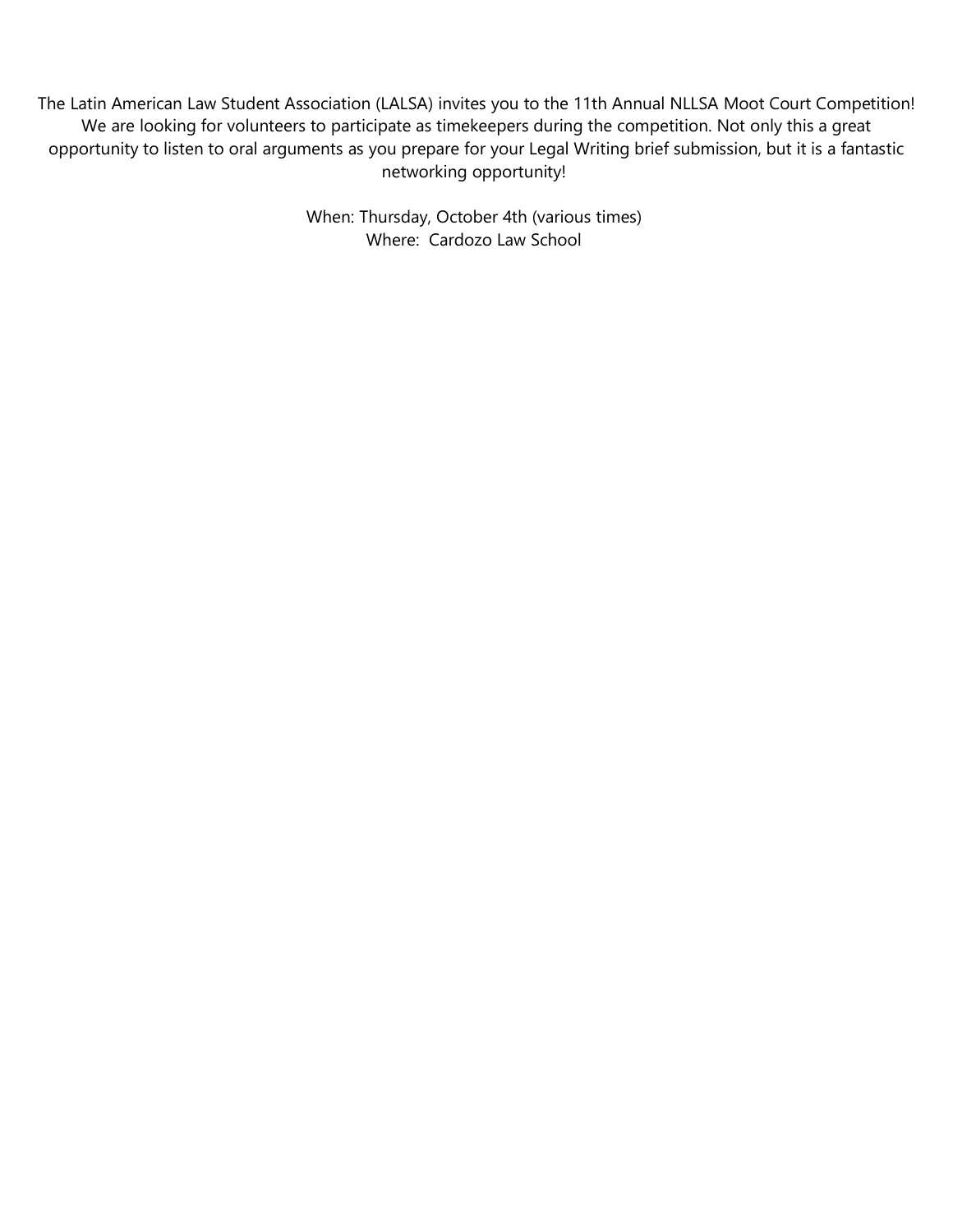The Latin American Law Student Association (LALSA) invites you to the 11th Annual NLLSA Moot Court Competition! We are looking for volunteers to participate as timekeepers during the competition. Not only this a great opportunity to listen to oral arguments as you prepare for your Legal Writing brief submission, but it is a fantastic networking opportunity!

When: Thursday, October 4th (various times)
Where: Cardozo Law School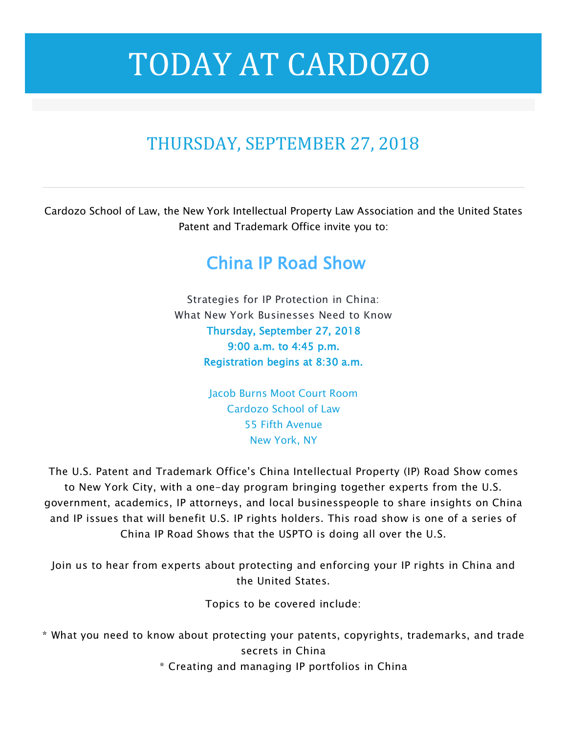# TODAY AT CARDOZO

## THURSDAY, SEPTEMBER 27, 2018

---

Cardozo School of Law, the New York Intellectual Property Law Association and the United States Patent and Trademark Office invite you to:

### China IP Road Show

Strategies for IP Protection in China:
What New York Businesses Need to Know
**Thursday, September 27, 2018**
**9:00 a.m. to 4:45 p.m.**
**Registration begins at 8:30 a.m.**

Jacob Burns Moot Court Room
Cardozo School of Law
55 Fifth Avenue
New York, NY

The U.S. Patent and Trademark Office's China Intellectual Property (IP) Road Show comes to New York City, with a one-day program bringing together experts from the U.S. government, academics, IP attorneys, and local businesspeople to share insights on China and IP issues that will benefit U.S. IP rights holders. This road show is one of a series of China IP Road Shows that the USPTO is doing all over the U.S.

Join us to hear from experts about protecting and enforcing your IP rights in China and the United States.

Topics to be covered include:

* What you need to know about protecting your patents, copyrights, trademarks, and trade secrets in China
* Creating and managing IP portfolios in China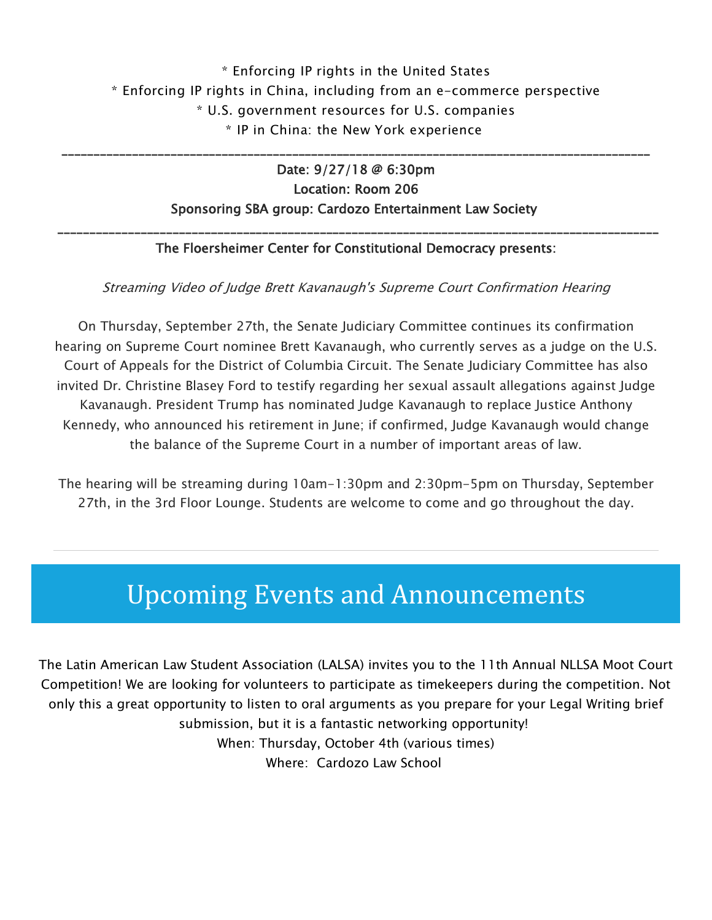* Enforcing IP rights in the United States
* Enforcing IP rights in China, including from an e-commerce perspective
* U.S. government resources for U.S. companies
* IP in China: the New York experience

---

Date: 9/27/18 @ 6:30pm
Location: Room 206
Sponsoring SBA group: Cardozo Entertainment Law Society

---

The Floersheimer Center for Constitutional Democracy presents:

*Streaming Video of Judge Brett Kavanaugh's Supreme Court Confirmation Hearing*

On Thursday, September 27th, the Senate Judiciary Committee continues its confirmation hearing on Supreme Court nominee Brett Kavanaugh, who currently serves as a judge on the U.S. Court of Appeals for the District of Columbia Circuit. The Senate Judiciary Committee has also invited Dr. Christine Blasey Ford to testify regarding her sexual assault allegations against Judge Kavanaugh. President Trump has nominated Judge Kavanaugh to replace Justice Anthony Kennedy, who announced his retirement in June; if confirmed, Judge Kavanaugh would change the balance of the Supreme Court in a number of important areas of law.

The hearing will be streaming during 10am-1:30pm and 2:30pm-5pm on Thursday, September 27th, in the 3rd Floor Lounge. Students are welcome to come and go throughout the day.

---

# Upcoming Events and Announcements

The Latin American Law Student Association (LALSA) invites you to the 11th Annual NLLSA Moot Court Competition! We are looking for volunteers to participate as timekeepers during the competition. Not only this a great opportunity to listen to oral arguments as you prepare for your Legal Writing brief submission, but it is a fantastic networking opportunity!
When: Thursday, October 4th (various times)
Where: Cardozo Law School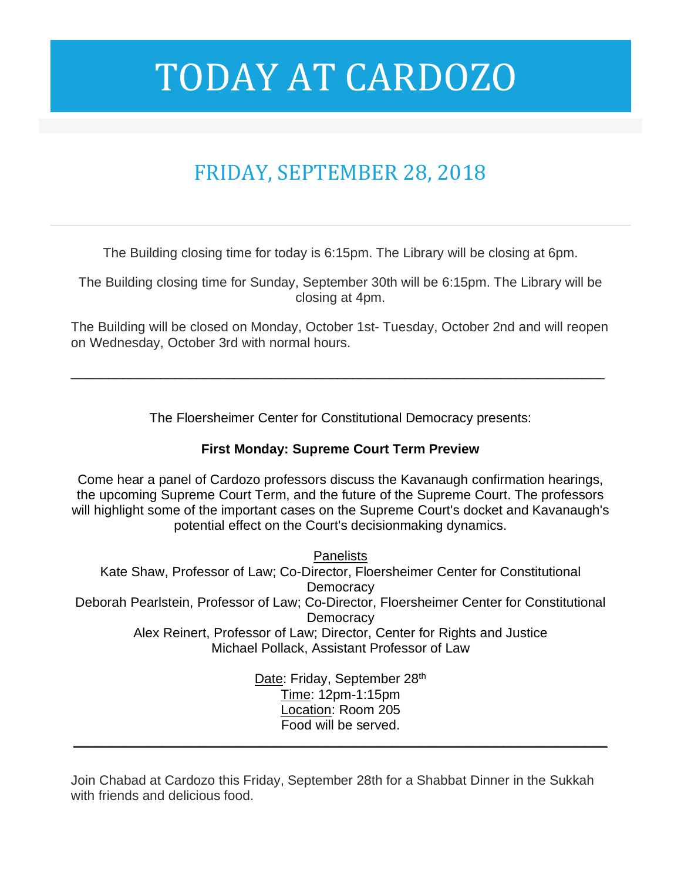# TODAY AT CARDOZO

## FRIDAY, SEPTEMBER 28, 2018

---

The Building closing time for today is 6:15pm. The Library will be closing at 6pm.

The Building closing time for Sunday, September 30th will be 6:15pm. The Library will be closing at 4pm.

The Building will be closed on Monday, October 1st- Tuesday, October 2nd and will reopen on Wednesday, October 3rd with normal hours.

---

The Floersheimer Center for Constitutional Democracy presents:

**First Monday: Supreme Court Term Preview**

Come hear a panel of Cardozo professors discuss the Kavanaugh confirmation hearings, the upcoming Supreme Court Term, and the future of the Supreme Court. The professors will highlight some of the important cases on the Supreme Court's docket and Kavanaugh's potential effect on the Court's decisionmaking dynamics.

Panelists
Kate Shaw, Professor of Law; Co-Director, Floersheimer Center for Constitutional Democracy
Deborah Pearlstein, Professor of Law; Co-Director, Floersheimer Center for Constitutional Democracy
Alex Reinert, Professor of Law; Director, Center for Rights and Justice
Michael Pollack, Assistant Professor of Law

Date: Friday, September 28th
Time: 12pm-1:15pm
Location: Room 205
Food will be served.

---

Join Chabad at Cardozo this Friday, September 28th for a Shabbat Dinner in the Sukkah with friends and delicious food.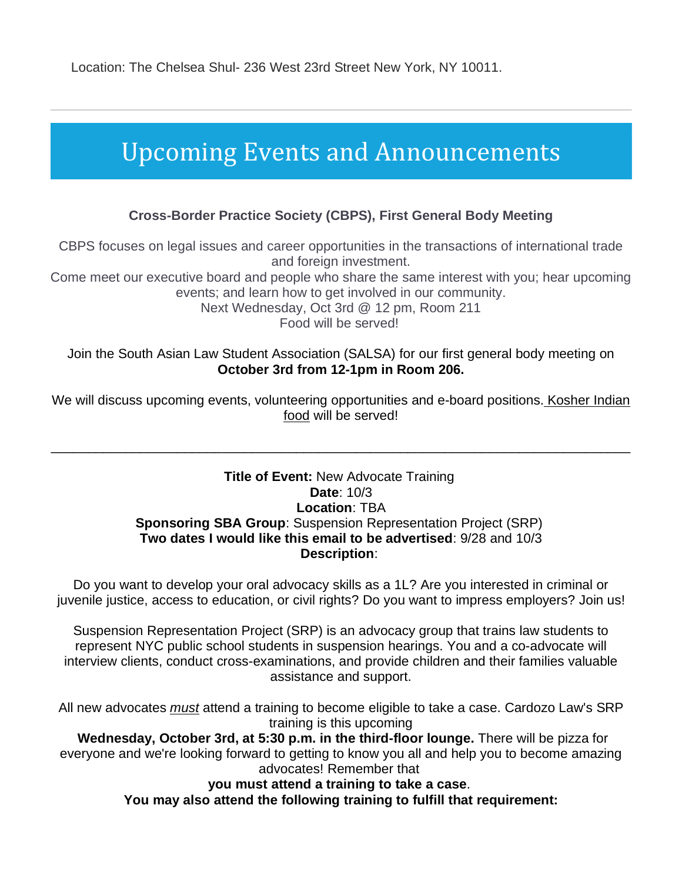Location: The Chelsea Shul- 236 West 23rd Street New York, NY 10011.

---

## Upcoming Events and Announcements

**Cross-Border Practice Society (CBPS), First General Body Meeting**

CBPS focuses on legal issues and career opportunities in the transactions of international trade and foreign investment.
Come meet our executive board and people who share the same interest with you; hear upcoming events; and learn how to get involved in our community.
Next Wednesday, Oct 3rd @ 12 pm, Room 211
Food will be served!

Join the South Asian Law Student Association (SALSA) for our first general body meeting on **October 3rd from 12-1pm in Room 206.**

We will discuss upcoming events, volunteering opportunities and e-board positions. Kosher Indian food will be served!

---

**Title of Event:** New Advocate Training
**Date**: 10/3
**Location**: TBA
**Sponsoring SBA Group**: Suspension Representation Project (SRP)
**Two dates I would like this email to be advertised**: 9/28 and 10/3
**Description**:

Do you want to develop your oral advocacy skills as a 1L? Are you interested in criminal or juvenile justice, access to education, or civil rights? Do you want to impress employers? Join us!

Suspension Representation Project (SRP) is an advocacy group that trains law students to represent NYC public school students in suspension hearings. You and a co-advocate will interview clients, conduct cross-examinations, and provide children and their families valuable assistance and support.

All new advocates *must* attend a training to become eligible to take a case. Cardozo Law's SRP training is this upcoming
**Wednesday, October 3rd, at 5:30 p.m. in the third-floor lounge.** There will be pizza for everyone and we're looking forward to getting to know you all and help you to become amazing advocates! Remember that
**you must attend a training to take a case**.
**You may also attend the following training to fulfill that requirement:**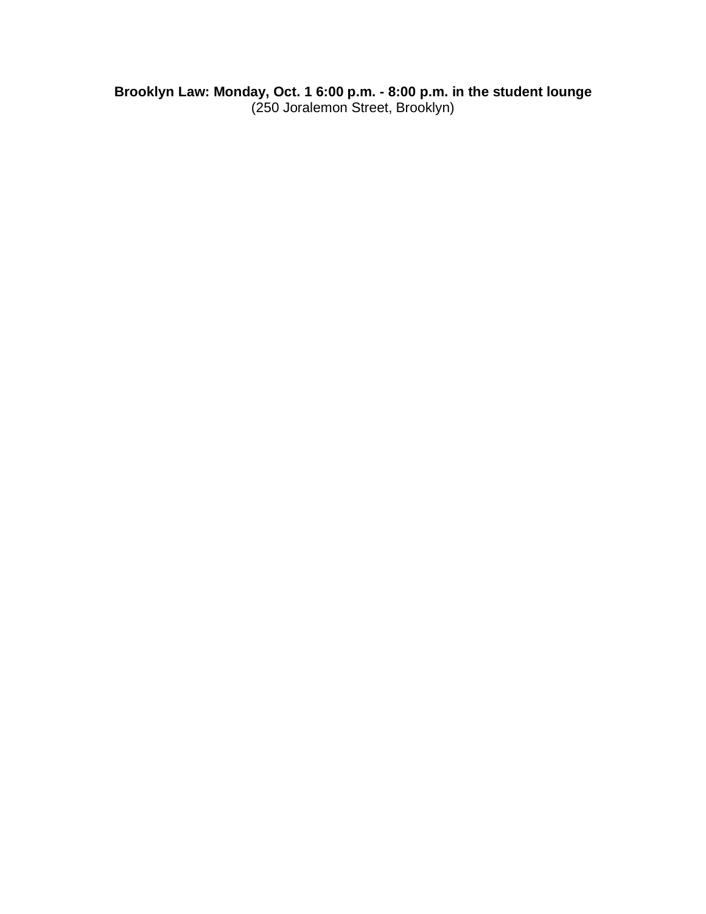**Brooklyn Law: Monday, Oct. 1 6:00 p.m. - 8:00 p.m. in the student lounge**
(250 Joralemon Street, Brooklyn)